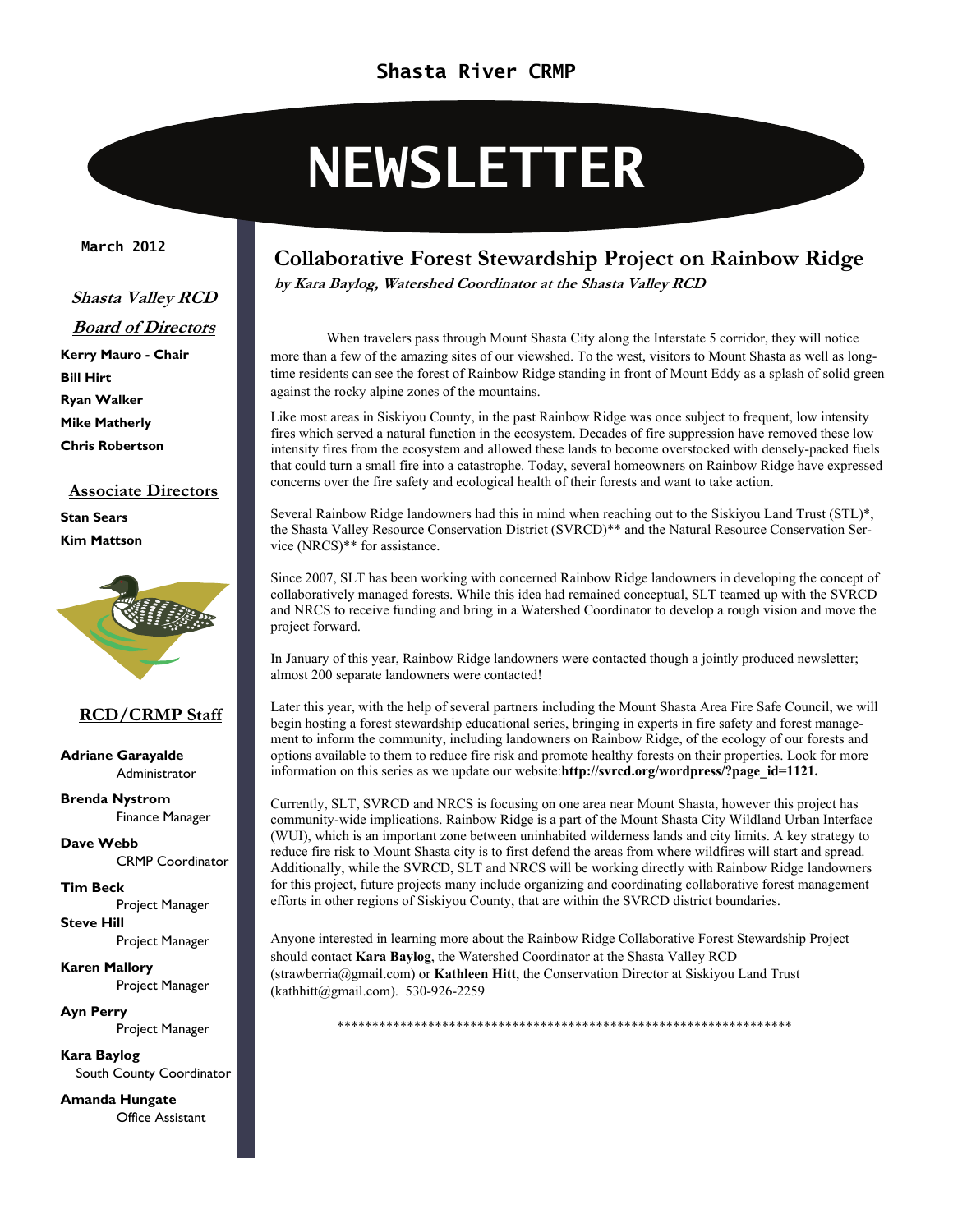Shasta River CRMP

# NEWSLETTER

**March 2012**

***Shasta Valley RCD***

***Board of Directors***

**Kerry Mauro - Chair**
**Bill Hirt**
**Ryan Walker**
**Mike Matherly**
**Chris Robertson**

**Associate Directors**

**Stan Sears**
**Kim Mattson**

**RCD/CRMP Staff**

**Adriane Garayalde**
Administrator

**Brenda Nystrom**
Finance Manager

**Dave Webb**
CRMP Coordinator

**Tim Beck**
Project Manager

**Steve Hill**
Project Manager

**Karen Mallory**
Project Manager

**Ayn Perry**
Project Manager

**Kara Baylog**
South County Coordinator

**Amanda Hungate**
Office Assistant

## Collaborative Forest Stewardship Project on Rainbow Ridge

***by Kara Baylog, Watershed Coordinator at the Shasta Valley RCD***

When travelers pass through Mount Shasta City along the Interstate 5 corridor, they will notice more than a few of the amazing sites of our viewshed. To the west, visitors to Mount Shasta as well as long-time residents can see the forest of Rainbow Ridge standing in front of Mount Eddy as a splash of solid green against the rocky alpine zones of the mountains.

Like most areas in Siskiyou County, in the past Rainbow Ridge was once subject to frequent, low intensity fires which served a natural function in the ecosystem. Decades of fire suppression have removed these low intensity fires from the ecosystem and allowed these lands to become overstocked with densely-packed fuels that could turn a small fire into a catastrophe. Today, several homeowners on Rainbow Ridge have expressed concerns over the fire safety and ecological health of their forests and want to take action.

Several Rainbow Ridge landowners had this in mind when reaching out to the Siskiyou Land Trust (STL)*, the Shasta Valley Resource Conservation District (SVRCD)** and the Natural Resource Conservation Service (NRCS)** for assistance.

Since 2007, SLT has been working with concerned Rainbow Ridge landowners in developing the concept of collaboratively managed forests. While this idea had remained conceptual, SLT teamed up with the SVRCD and NRCS to receive funding and bring in a Watershed Coordinator to develop a rough vision and move the project forward.

In January of this year, Rainbow Ridge landowners were contacted though a jointly produced newsletter; almost 200 separate landowners were contacted!

Later this year, with the help of several partners including the Mount Shasta Area Fire Safe Council, we will begin hosting a forest stewardship educational series, bringing in experts in fire safety and forest management to inform the community, including landowners on Rainbow Ridge, of the ecology of our forests and options available to them to reduce fire risk and promote healthy forests on their properties. Look for more information on this series as we update our website:**http://svrcd.org/wordpress/?page_id=1121.**

Currently, SLT, SVRCD and NRCS is focusing on one area near Mount Shasta, however this project has community-wide implications. Rainbow Ridge is a part of the Mount Shasta City Wildland Urban Interface (WUI), which is an important zone between uninhabited wilderness lands and city limits. A key strategy to reduce fire risk to Mount Shasta city is to first defend the areas from where wildfires will start and spread. Additionally, while the SVRCD, SLT and NRCS will be working directly with Rainbow Ridge landowners for this project, future projects many include organizing and coordinating collaborative forest management efforts in other regions of Siskiyou County, that are within the SVRCD district boundaries.

Anyone interested in learning more about the Rainbow Ridge Collaborative Forest Stewardship Project should contact **Kara Baylog**, the Watershed Coordinator at the Shasta Valley RCD (strawberria@gmail.com) or **Kathleen Hitt**, the Conservation Director at Siskiyou Land Trust (kathhitt@gmail.com). 530-926-2259

*****************************************************************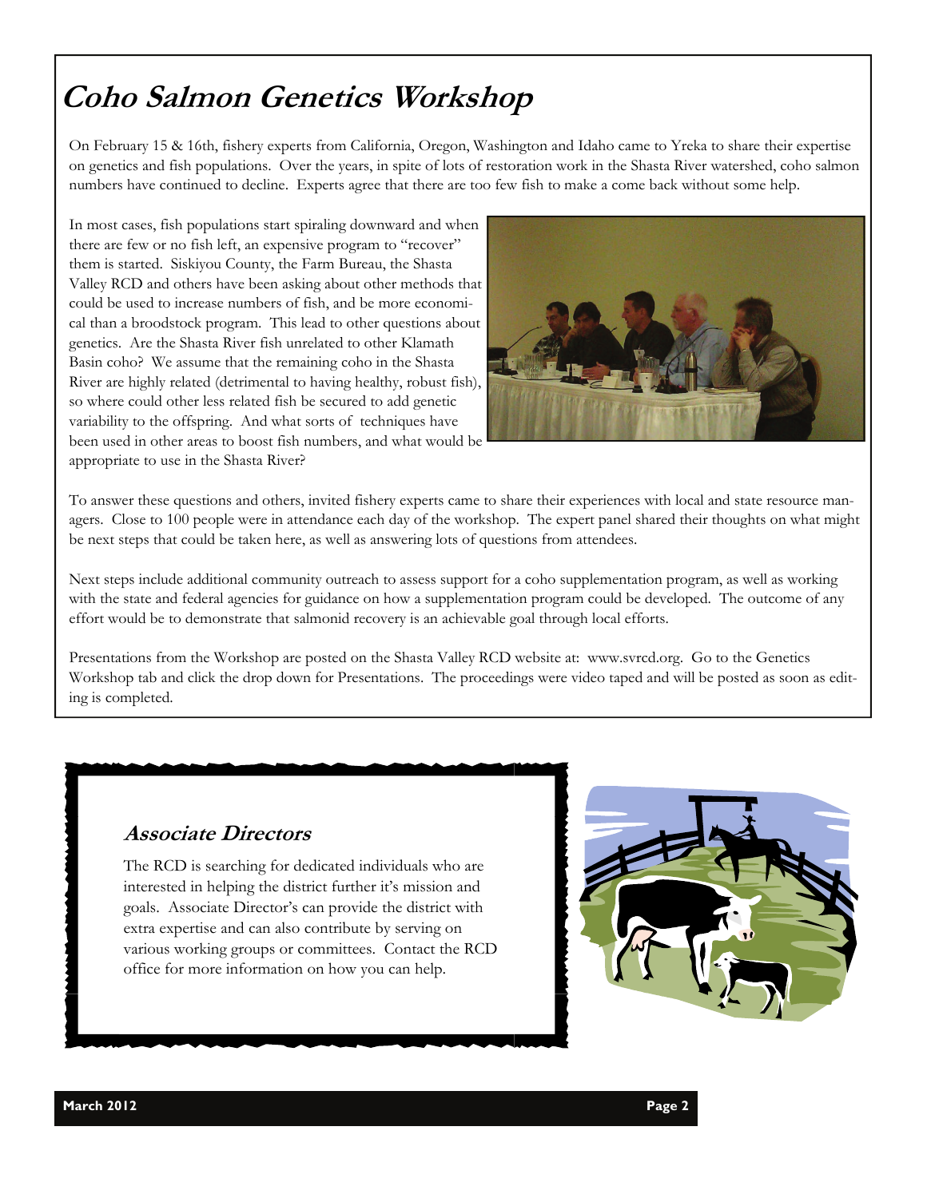# Coho Salmon Genetics Workshop

On February 15 & 16th, fishery experts from California, Oregon, Washington and Idaho came to Yreka to share their expertise on genetics and fish populations. Over the years, in spite of lots of restoration work in the Shasta River watershed, coho salmon numbers have continued to decline. Experts agree that there are too few fish to make a come back without some help.

In most cases, fish populations start spiraling downward and when there are few or no fish left, an expensive program to "recover" them is started. Siskiyou County, the Farm Bureau, the Shasta Valley RCD and others have been asking about other methods that could be used to increase numbers of fish, and be more economical than a broodstock program. This lead to other questions about genetics. Are the Shasta River fish unrelated to other Klamath Basin coho? We assume that the remaining coho in the Shasta River are highly related (detrimental to having healthy, robust fish), so where could other less related fish be secured to add genetic variability to the offspring. And what sorts of techniques have been used in other areas to boost fish numbers, and what would be appropriate to use in the Shasta River?

To answer these questions and others, invited fishery experts came to share their experiences with local and state resource managers. Close to 100 people were in attendance each day of the workshop. The expert panel shared their thoughts on what might be next steps that could be taken here, as well as answering lots of questions from attendees.

Next steps include additional community outreach to assess support for a coho supplementation program, as well as working with the state and federal agencies for guidance on how a supplementation program could be developed. The outcome of any effort would be to demonstrate that salmonid recovery is an achievable goal through local efforts.

Presentations from the Workshop are posted on the Shasta Valley RCD website at: www.svrcd.org. Go to the Genetics Workshop tab and click the drop down for Presentations. The proceedings were video taped and will be posted as soon as editing is completed.

## Associate Directors

The RCD is searching for dedicated individuals who are interested in helping the district further it's mission and goals. Associate Director's can provide the district with extra expertise and can also contribute by serving on various working groups or committees. Contact the RCD office for more information on how you can help.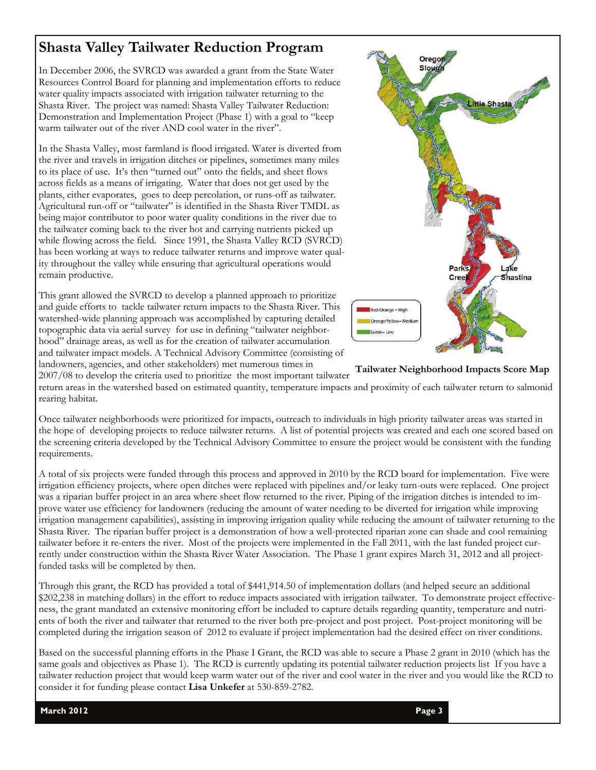## Shasta Valley Tailwater Reduction Program

In December 2006, the SVRCD was awarded a grant from the State Water Resources Control Board for planning and implementation efforts to reduce water quality impacts associated with irrigation tailwater returning to the Shasta River. The project was named: Shasta Valley Tailwater Reduction: Demonstration and Implementation Project (Phase 1) with a goal to "keep warm tailwater out of the river AND cool water in the river".

In the Shasta Valley, most farmland is flood irrigated. Water is diverted from the river and travels in irrigation ditches or pipelines, sometimes many miles to its place of use. It's then "turned out" onto the fields, and sheet flows across fields as a means of irrigating. Water that does not get used by the plants, either evaporates, goes to deep percolation, or runs-off as tailwater. Agricultural run-off or "tailwater" is identified in the Shasta River TMDL as being major contributor to poor water quality conditions in the river due to the tailwater coming back to the river hot and carrying nutrients picked up while flowing across the field. Since 1991, the Shasta Valley RCD (SVRCD) has been working at ways to reduce tailwater returns and improve water quality throughout the valley while ensuring that agricultural operations would remain productive.

This grant allowed the SVRCD to develop a planned approach to prioritize and guide efforts to tackle tailwater return impacts to the Shasta River. This watershed-wide planning approach was accomplished by capturing detailed topographic data via aerial survey for use in defining "tailwater neighborhood" drainage areas, as well as for the creation of tailwater accumulation and tailwater impact models. A Technical Advisory Committee (consisting of landowners, agencies, and other stakeholders) met numerous times in 2007/08 to develop the criteria used to prioritize the most important tailwater return areas in the watershed based on estimated quantity, temperature impacts and proximity of each tailwater return to salmonid rearing habitat.

Oregon Slough

Little Shasta

Parks Creek

Lake Shastina

Red/Orange = High

Orange/Yellow= Medium

Green= Low

**Tailwater Neighborhood Impacts Score Map**

Once tailwater neighborhoods were prioritized for impacts, outreach to individuals in high priority tailwater areas was started in the hope of developing projects to reduce tailwater returns. A list of potential projects was created and each one scored based on the screening criteria developed by the Technical Advisory Committee to ensure the project would be consistent with the funding requirements.

A total of six projects were funded through this process and approved in 2010 by the RCD board for implementation. Five were irrigation efficiency projects, where open ditches were replaced with pipelines and/or leaky turn-outs were replaced. One project was a riparian buffer project in an area where sheet flow returned to the river. Piping of the irrigation ditches is intended to improve water use efficiency for landowners (reducing the amount of water needing to be diverted for irrigation while improving irrigation management capabilities), assisting in improving irrigation quality while reducing the amount of tailwater returning to the Shasta River. The riparian buffer project is a demonstration of how a well-protected riparian zone can shade and cool remaining tailwater before it re-enters the river. Most of the projects were implemented in the Fall 2011, with the last funded project currently under construction within the Shasta River Water Association. The Phase 1 grant expires March 31, 2012 and all project-funded tasks will be completed by then.

Through this grant, the RCD has provided a total of $441,914.50 of implementation dollars (and helped secure an additional $202,238 in matching dollars) in the effort to reduce impacts associated with irrigation tailwater. To demonstrate project effectiveness, the grant mandated an extensive monitoring effort be included to capture details regarding quantity, temperature and nutrients of both the river and tailwater that returned to the river both pre-project and post project. Post-project monitoring will be completed during the irrigation season of 2012 to evaluate if project implementation had the desired effect on river conditions.

Based on the successful planning efforts in the Phase I Grant, the RCD was able to secure a Phase 2 grant in 2010 (which has the same goals and objectives as Phase 1). The RCD is currently updating its potential tailwater reduction projects list If you have a tailwater reduction project that would keep warm water out of the river and cool water in the river and you would like the RCD to consider it for funding please contact **Lisa Unkefer** at 530-859-2782.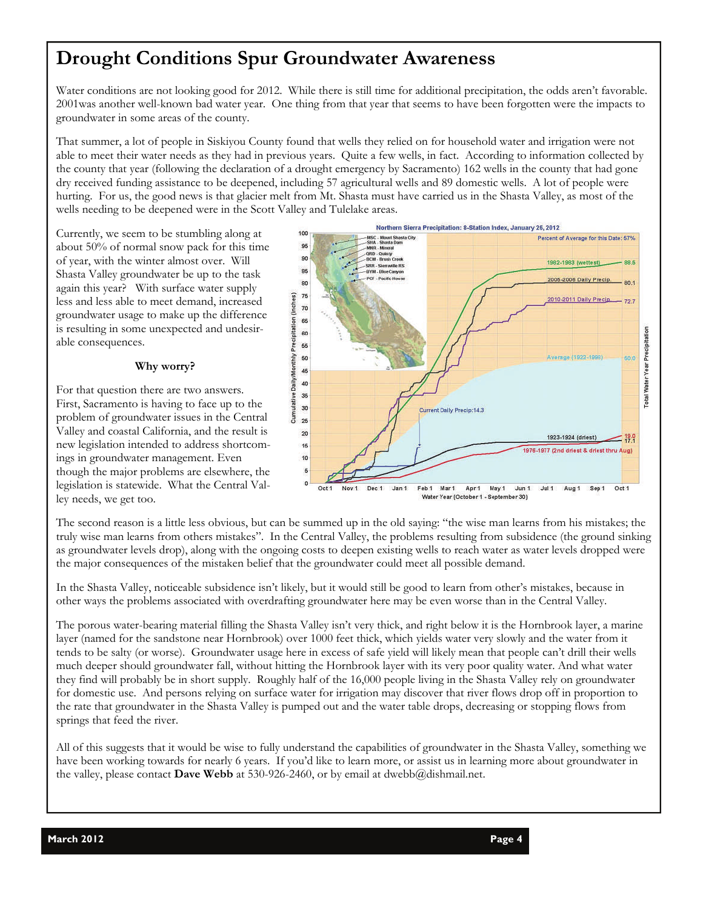# Drought Conditions Spur Groundwater Awareness

Water conditions are not looking good for 2012. While there is still time for additional precipitation, the odds aren't favorable. 2001was another well-known bad water year. One thing from that year that seems to have been forgotten were the impacts to groundwater in some areas of the county.

That summer, a lot of people in Siskiyou County found that wells they relied on for household water and irrigation were not able to meet their water needs as they had in previous years. Quite a few wells, in fact. According to information collected by the county that year (following the declaration of a drought emergency by Sacramento) 162 wells in the county that had gone dry received funding assistance to be deepened, including 57 agricultural wells and 89 domestic wells. A lot of people were hurting. For us, the good news is that glacier melt from Mt. Shasta must have carried us in the Shasta Valley, as most of the wells needing to be deepened were in the Scott Valley and Tulelake areas.

Currently, we seem to be stumbling along at about 50% of normal snow pack for this time of year, with the winter almost over. Will Shasta Valley groundwater be up to the task again this year? With surface water supply less and less able to meet demand, increased groundwater usage to make up the difference is resulting in some unexpected and undesirable consequences.

### Why worry?

For that question there are two answers. First, Sacramento is having to face up to the problem of groundwater issues in the Central Valley and coastal California, and the result is new legislation intended to address shortcomings in groundwater management. Even though the major problems are elsewhere, the legislation is statewide. What the Central Valley needs, we get too.

The second reason is a little less obvious, but can be summed up in the old saying: "the wise man learns from his mistakes; the truly wise man learns from others mistakes". In the Central Valley, the problems resulting from subsidence (the ground sinking as groundwater levels drop), along with the ongoing costs to deepen existing wells to reach water as water levels dropped were the major consequences of the mistaken belief that the groundwater could meet all possible demand.

In the Shasta Valley, noticeable subsidence isn't likely, but it would still be good to learn from other's mistakes, because in other ways the problems associated with overdrafting groundwater here may be even worse than in the Central Valley.

The porous water-bearing material filling the Shasta Valley isn't very thick, and right below it is the Hornbrook layer, a marine layer (named for the sandstone near Hornbrook) over 1000 feet thick, which yields water very slowly and the water from it tends to be salty (or worse). Groundwater usage here in excess of safe yield will likely mean that people can't drill their wells much deeper should groundwater fall, without hitting the Hornbrook layer with its very poor quality water. And what water they find will probably be in short supply. Roughly half of the 16,000 people living in the Shasta Valley rely on groundwater for domestic use. And persons relying on surface water for irrigation may discover that river flows drop off in proportion to the rate that groundwater in the Shasta Valley is pumped out and the water table drops, decreasing or stopping flows from springs that feed the river.

All of this suggests that it would be wise to fully understand the capabilities of groundwater in the Shasta Valley, something we have been working towards for nearly 6 years. If you'd like to learn more, or assist us in learning more about groundwater in the valley, please contact **Dave Webb** at 530-926-2460, or by email at dwebb@dishmail.net.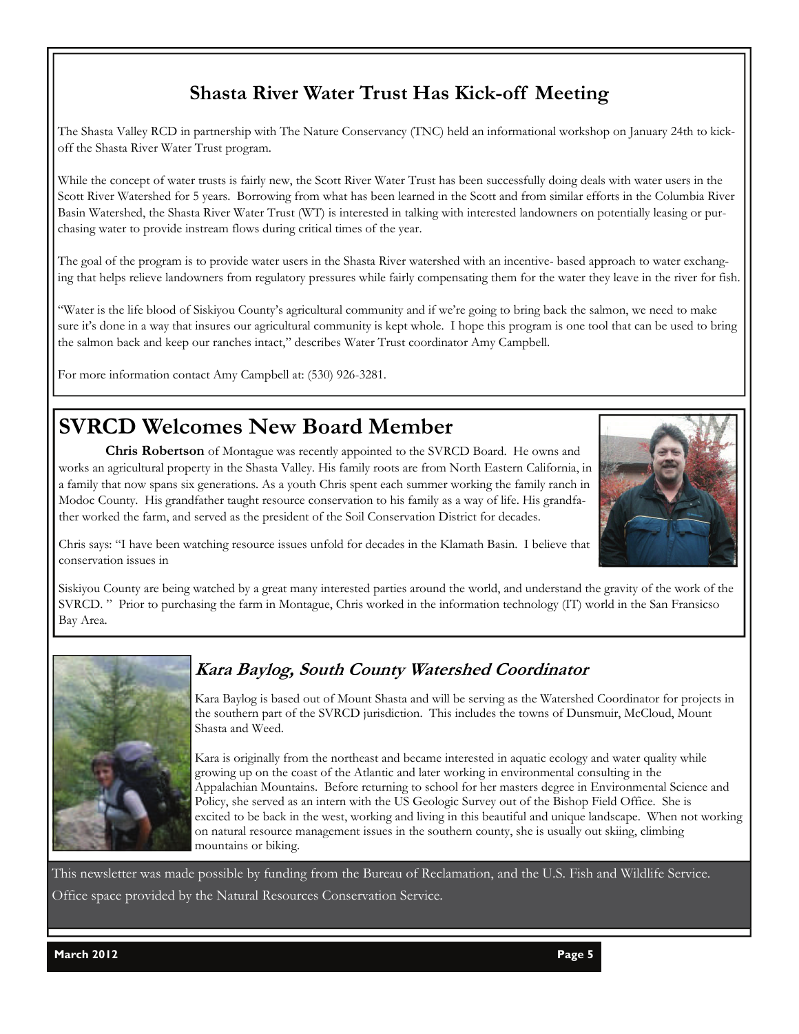## Shasta River Water Trust Has Kick-off Meeting

The Shasta Valley RCD in partnership with The Nature Conservancy (TNC) held an informational workshop on January 24th to kick-off the Shasta River Water Trust program.

While the concept of water trusts is fairly new, the Scott River Water Trust has been successfully doing deals with water users in the Scott River Watershed for 5 years. Borrowing from what has been learned in the Scott and from similar efforts in the Columbia River Basin Watershed, the Shasta River Water Trust (WT) is interested in talking with interested landowners on potentially leasing or purchasing water to provide instream flows during critical times of the year.

The goal of the program is to provide water users in the Shasta River watershed with an incentive- based approach to water exchanging that helps relieve landowners from regulatory pressures while fairly compensating them for the water they leave in the river for fish.

"Water is the life blood of Siskiyou County's agricultural community and if we're going to bring back the salmon, we need to make sure it's done in a way that insures our agricultural community is kept whole. I hope this program is one tool that can be used to bring the salmon back and keep our ranches intact," describes Water Trust coordinator Amy Campbell.

For more information contact Amy Campbell at: (530) 926-3281.

# SVRCD Welcomes New Board Member

**Chris Robertson** of Montague was recently appointed to the SVRCD Board. He owns and works an agricultural property in the Shasta Valley. His family roots are from North Eastern California, in a family that now spans six generations. As a youth Chris spent each summer working the family ranch in Modoc County. His grandfather taught resource conservation to his family as a way of life. His grandfather worked the farm, and served as the president of the Soil Conservation District for decades.

Chris says: "I have been watching resource issues unfold for decades in the Klamath Basin. I believe that conservation issues in Siskiyou County are being watched by a great many interested parties around the world, and understand the gravity of the work of the SVRCD. " Prior to purchasing the farm in Montague, Chris worked in the information technology (IT) world in the San Fransicso Bay Area.

### *Kara Baylog, South County Watershed Coordinator*

Kara Baylog is based out of Mount Shasta and will be serving as the Watershed Coordinator for projects in the southern part of the SVRCD jurisdiction. This includes the towns of Dunsmuir, McCloud, Mount Shasta and Weed.

Kara is originally from the northeast and became interested in aquatic ecology and water quality while growing up on the coast of the Atlantic and later working in environmental consulting in the Appalachian Mountains. Before returning to school for her masters degree in Environmental Science and Policy, she served as an intern with the US Geologic Survey out of the Bishop Field Office. She is excited to be back in the west, working and living in this beautiful and unique landscape. When not working on natural resource management issues in the southern county, she is usually out skiing, climbing mountains or biking.

This newsletter was made possible by funding from the Bureau of Reclamation, and the U.S. Fish and Wildlife Service. Office space provided by the Natural Resources Conservation Service.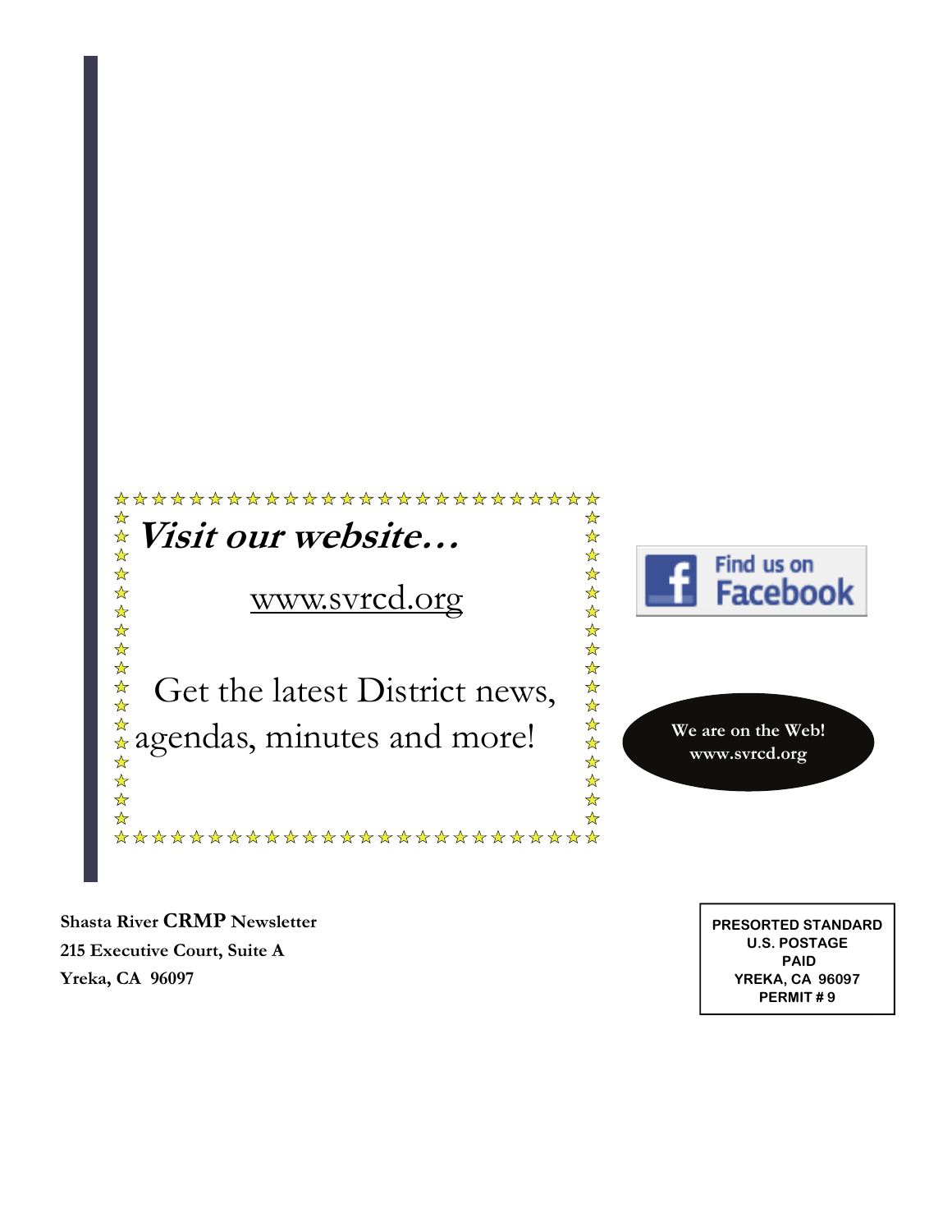***Visit our website…***

www.svrcd.org

Get the latest District news, agendas, minutes and more!

Find us on Facebook

We are on the Web!
www.svrcd.org

**Shasta River CRMP Newsletter**
**215 Executive Court, Suite A**
**Yreka, CA 96097**

**PRESORTED STANDARD**
**U.S. POSTAGE**
**PAID**
**YREKA, CA 96097**
**PERMIT # 9**